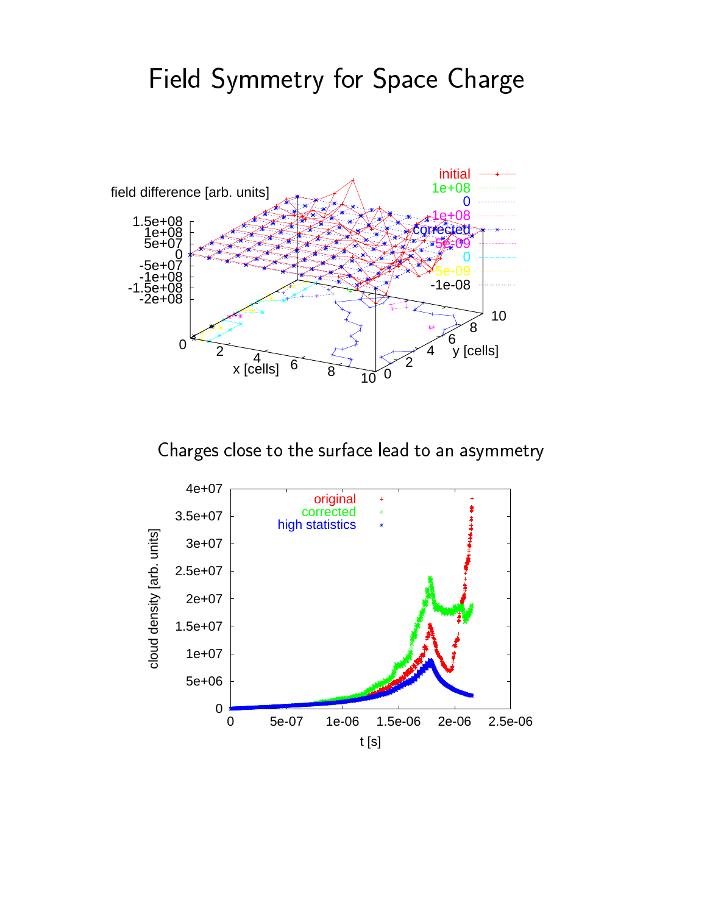# Field Symmetry for Space Charge

Charges close to the surface lead to an asymmetry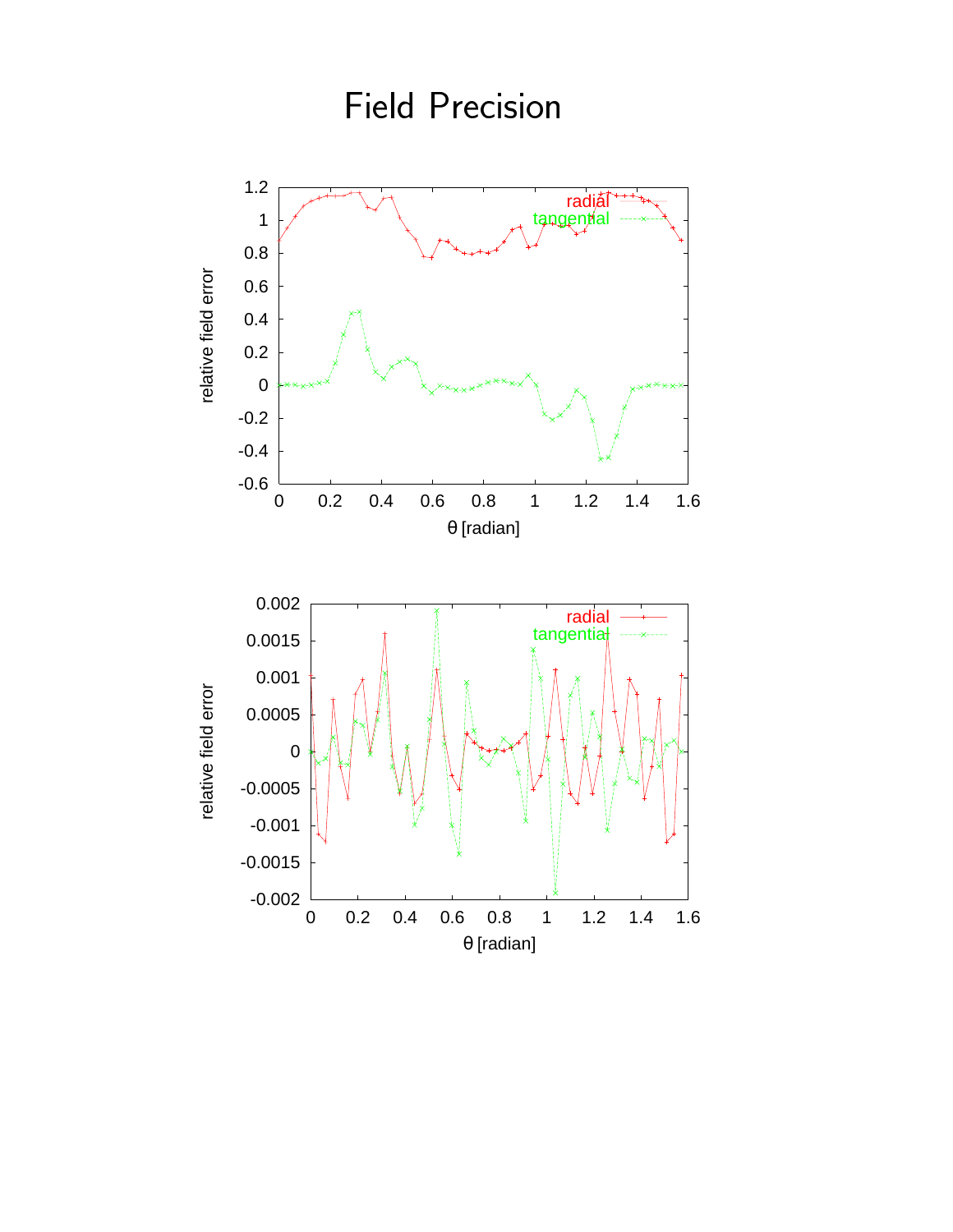# Field Precision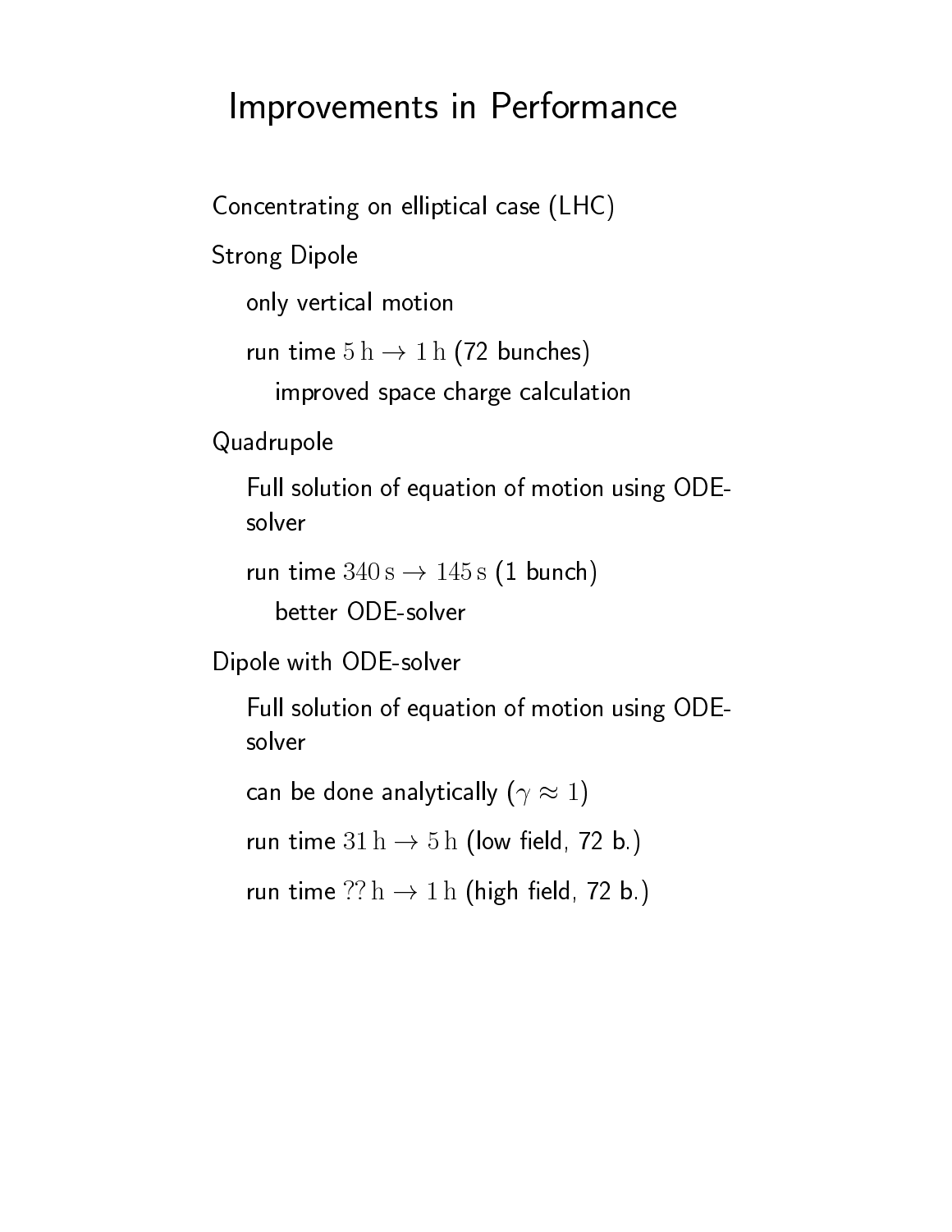# Improvements in Performance

Concentrating on elliptical case (LHC)

Strong Dipole

- only vertical motion
- run time $5\,\mathrm{h} \to 1\,\mathrm{h}$ (72 bunches)
  - improved space charge calculation

Quadrupole

- Full solution of equation of motion using ODE-solver
- run time $340\,\mathrm{s} \to 145\,\mathrm{s}$ (1 bunch)
  - better ODE-solver

Dipole with ODE-solver

- Full solution of equation of motion using ODE-solver
- can be done analytically ($\gamma \approx 1$)
- run time $31\,\mathrm{h} \to 5\,\mathrm{h}$ (low field, 72 b.)
- run time $??\,\mathrm{h} \to 1\,\mathrm{h}$ (high field, 72 b.)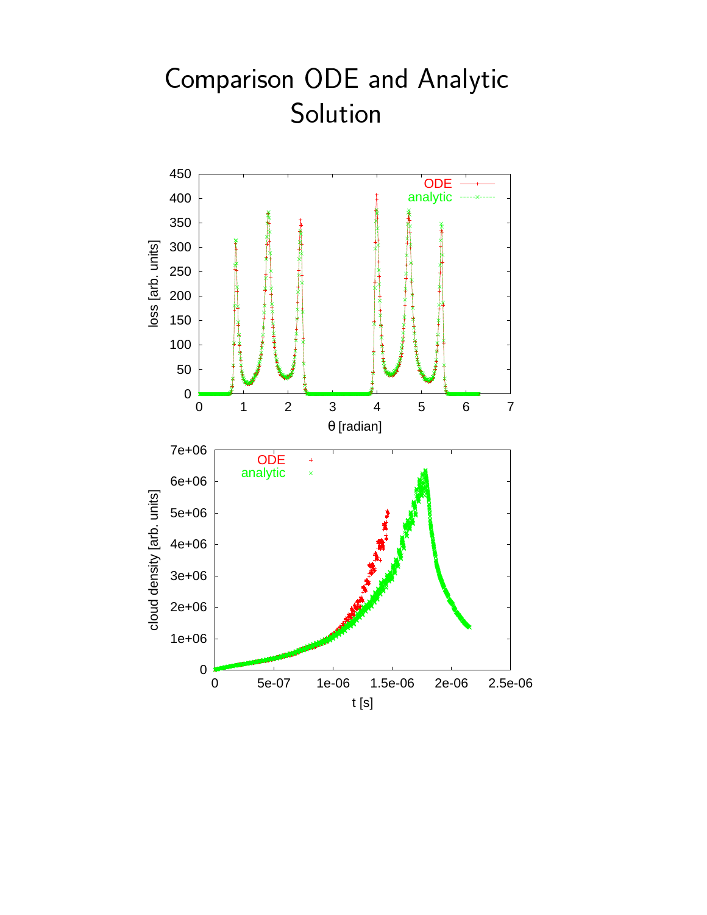# Comparison ODE and Analytic Solution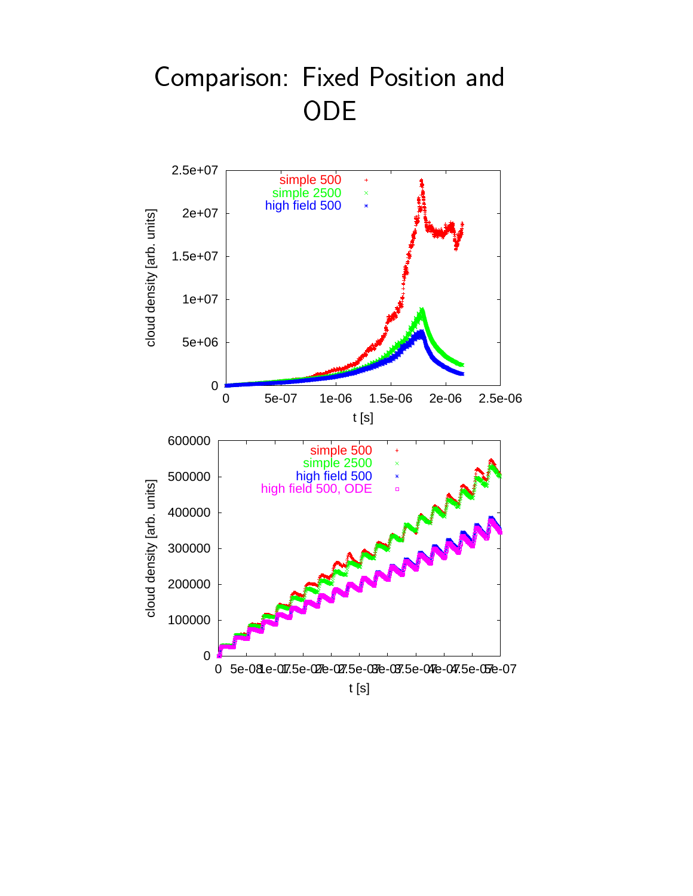# Comparison: Fixed Position and ODE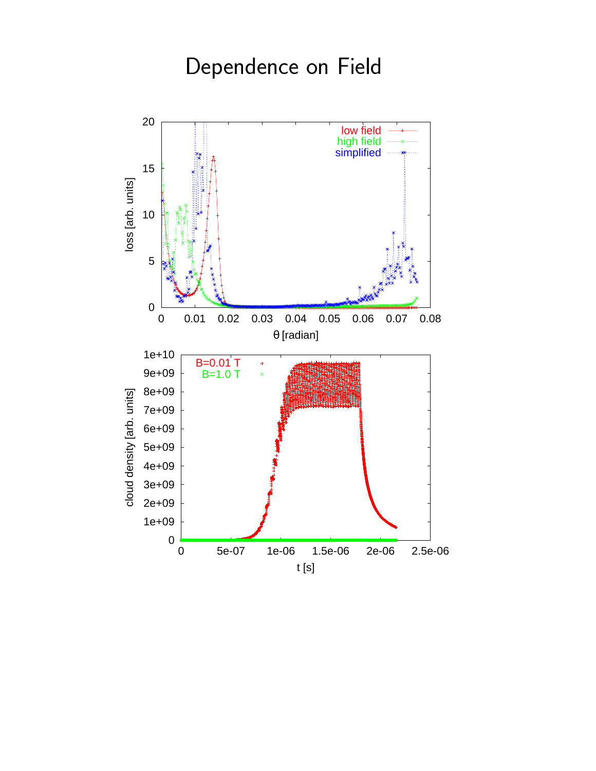# Dependence on Field

loss [arb. units]

20
15
10
5
0

0
0.01
0.02
0.03
0.04
0.05
0.06
0.07
0.08

θ [radian]

low field
high field
simplified

cloud density [arb. units]

1e+10
9e+09
8e+09
7e+09
6e+09
5e+09
4e+09
3e+09
2e+09
1e+09
0

0
5e-07
1e-06
1.5e-06
2e-06
2.5e-06

t [s]

B=0.01 T
B=1.0 T